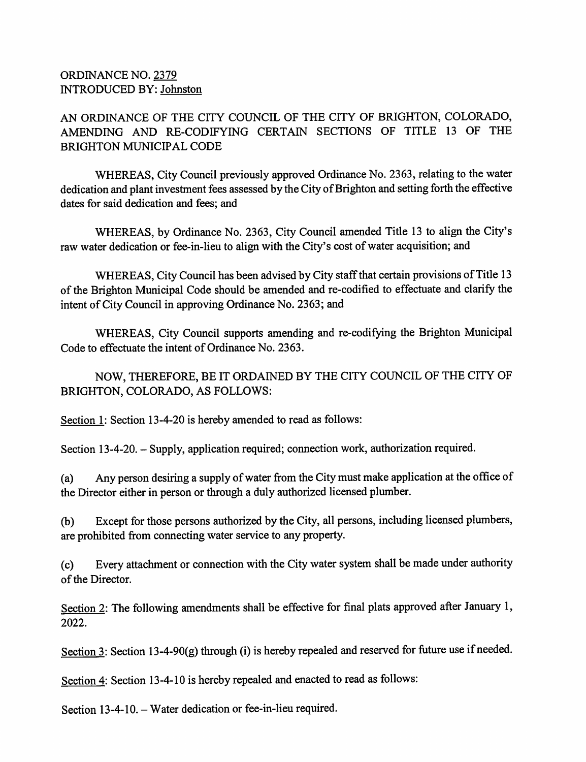ORDINANCE NO. <u>2379</u>
INTRODUCED BY: <u>Johnston</u>

AN ORDINANCE OF THE CITY COUNCIL OF THE CITY OF BRIGHTON, COLORADO, AMENDING AND RE-CODIFYING CERTAIN SECTIONS OF TITLE 13 OF THE BRIGHTON MUNICIPAL CODE

WHEREAS, City Council previously approved Ordinance No. 2363, relating to the water dedication and plant investment fees assessed by the City of Brighton and setting forth the effective dates for said dedication and fees; and

WHEREAS, by Ordinance No. 2363, City Council amended Title 13 to align the City's raw water dedication or fee-in-lieu to align with the City's cost of water acquisition; and

WHEREAS, City Council has been advised by City staff that certain provisions of Title 13 of the Brighton Municipal Code should be amended and re-codified to effectuate and clarify the intent of City Council in approving Ordinance No. 2363; and

WHEREAS, City Council supports amending and re-codifying the Brighton Municipal Code to effectuate the intent of Ordinance No. 2363.

NOW, THEREFORE, BE IT ORDAINED BY THE CITY COUNCIL OF THE CITY OF BRIGHTON, COLORADO, AS FOLLOWS:

<u>Section 1</u>: Section 13-4-20 is hereby amended to read as follows:

Section 13-4-20. – Supply, application required; connection work, authorization required.

(a) Any person desiring a supply of water from the City must make application at the office of the Director either in person or through a duly authorized licensed plumber.

(b) Except for those persons authorized by the City, all persons, including licensed plumbers, are prohibited from connecting water service to any property.

(c) Every attachment or connection with the City water system shall be made under authority of the Director.

<u>Section 2</u>: The following amendments shall be effective for final plats approved after January 1, 2022.

<u>Section 3</u>: Section 13-4-90(g) through (i) is hereby repealed and reserved for future use if needed.

<u>Section 4</u>: Section 13-4-10 is hereby repealed and enacted to read as follows:

Section 13-4-10. – Water dedication or fee-in-lieu required.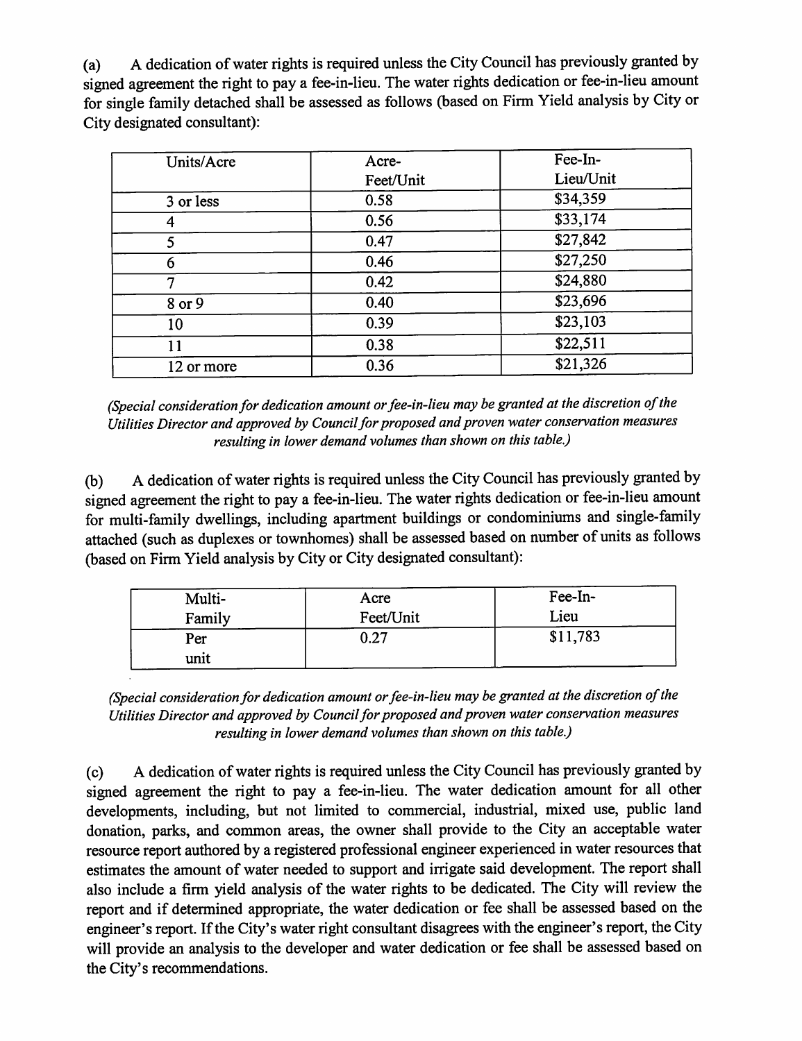(a) A dedication of water rights is required unless the City Council has previously granted by signed agreement the right to pay a fee-in-lieu. The water rights dedication or fee-in-lieu amount for single family detached shall be assessed as follows (based on Firm Yield analysis by City or City designated consultant):

| Units/Acre | Acre-Feet/Unit | Fee-In-Lieu/Unit |
|---|---|---|
| 3 or less | 0.58 | $34,359 |
| 4 | 0.56 | $33,174 |
| 5 | 0.47 | $27,842 |
| 6 | 0.46 | $27,250 |
| 7 | 0.42 | $24,880 |
| 8 or 9 | 0.40 | $23,696 |
| 10 | 0.39 | $23,103 |
| 11 | 0.38 | $22,511 |
| 12 or more | 0.36 | $21,326 |

*(Special consideration for dedication amount or fee-in-lieu may be granted at the discretion of the Utilities Director and approved by Council for proposed and proven water conservation measures resulting in lower demand volumes than shown on this table.)*

(b) A dedication of water rights is required unless the City Council has previously granted by signed agreement the right to pay a fee-in-lieu. The water rights dedication or fee-in-lieu amount for multi-family dwellings, including apartment buildings or condominiums and single-family attached (such as duplexes or townhomes) shall be assessed based on number of units as follows (based on Firm Yield analysis by City or City designated consultant):

| Multi-Family | Acre Feet/Unit | Fee-In-Lieu |
|---|---|---|
| Per unit | 0.27 | $11,783 |

*(Special consideration for dedication amount or fee-in-lieu may be granted at the discretion of the Utilities Director and approved by Council for proposed and proven water conservation measures resulting in lower demand volumes than shown on this table.)*

(c) A dedication of water rights is required unless the City Council has previously granted by signed agreement the right to pay a fee-in-lieu. The water dedication amount for all other developments, including, but not limited to commercial, industrial, mixed use, public land donation, parks, and common areas, the owner shall provide to the City an acceptable water resource report authored by a registered professional engineer experienced in water resources that estimates the amount of water needed to support and irrigate said development. The report shall also include a firm yield analysis of the water rights to be dedicated. The City will review the report and if determined appropriate, the water dedication or fee shall be assessed based on the engineer's report. If the City's water right consultant disagrees with the engineer's report, the City will provide an analysis to the developer and water dedication or fee shall be assessed based on the City's recommendations.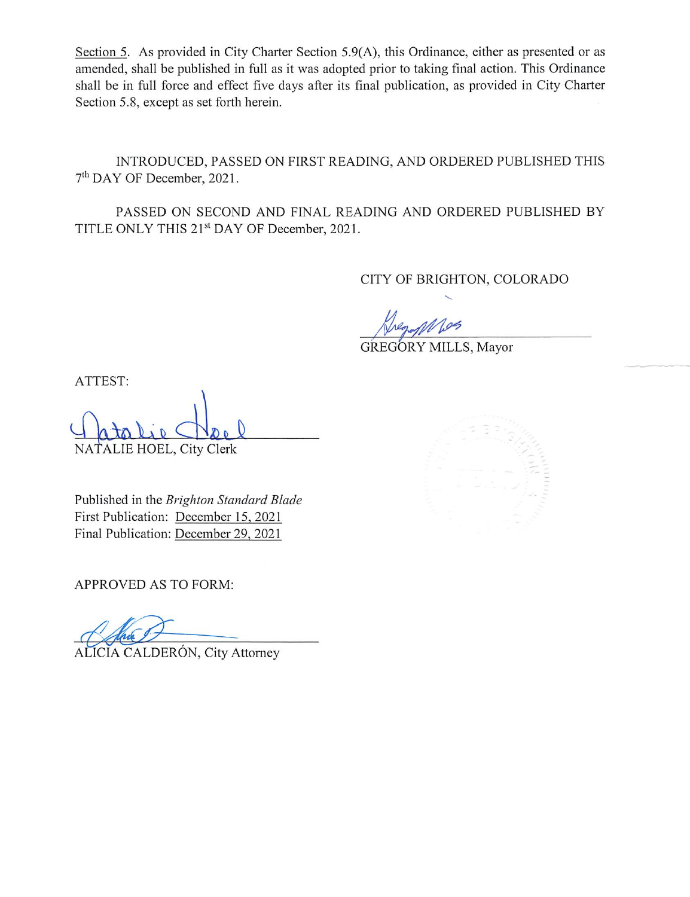Section 5. As provided in City Charter Section 5.9(A), this Ordinance, either as presented or as amended, shall be published in full as it was adopted prior to taking final action. This Ordinance shall be in full force and effect five days after its final publication, as provided in City Charter Section 5.8, except as set forth herein.

INTRODUCED, PASSED ON FIRST READING, AND ORDERED PUBLISHED THIS 7th DAY OF December, 2021.

PASSED ON SECOND AND FINAL READING AND ORDERED PUBLISHED BY TITLE ONLY THIS 21st DAY OF December, 2021.

CITY OF BRIGHTON, COLORADO

GREGORY MILLS, Mayor

ATTEST:

NATALIE HOEL, City Clerk

Published in the *Brighton Standard Blade*
First Publication: December 15, 2021
Final Publication: December 29, 2021

APPROVED AS TO FORM:

ALICIA CALDERÓN, City Attorney